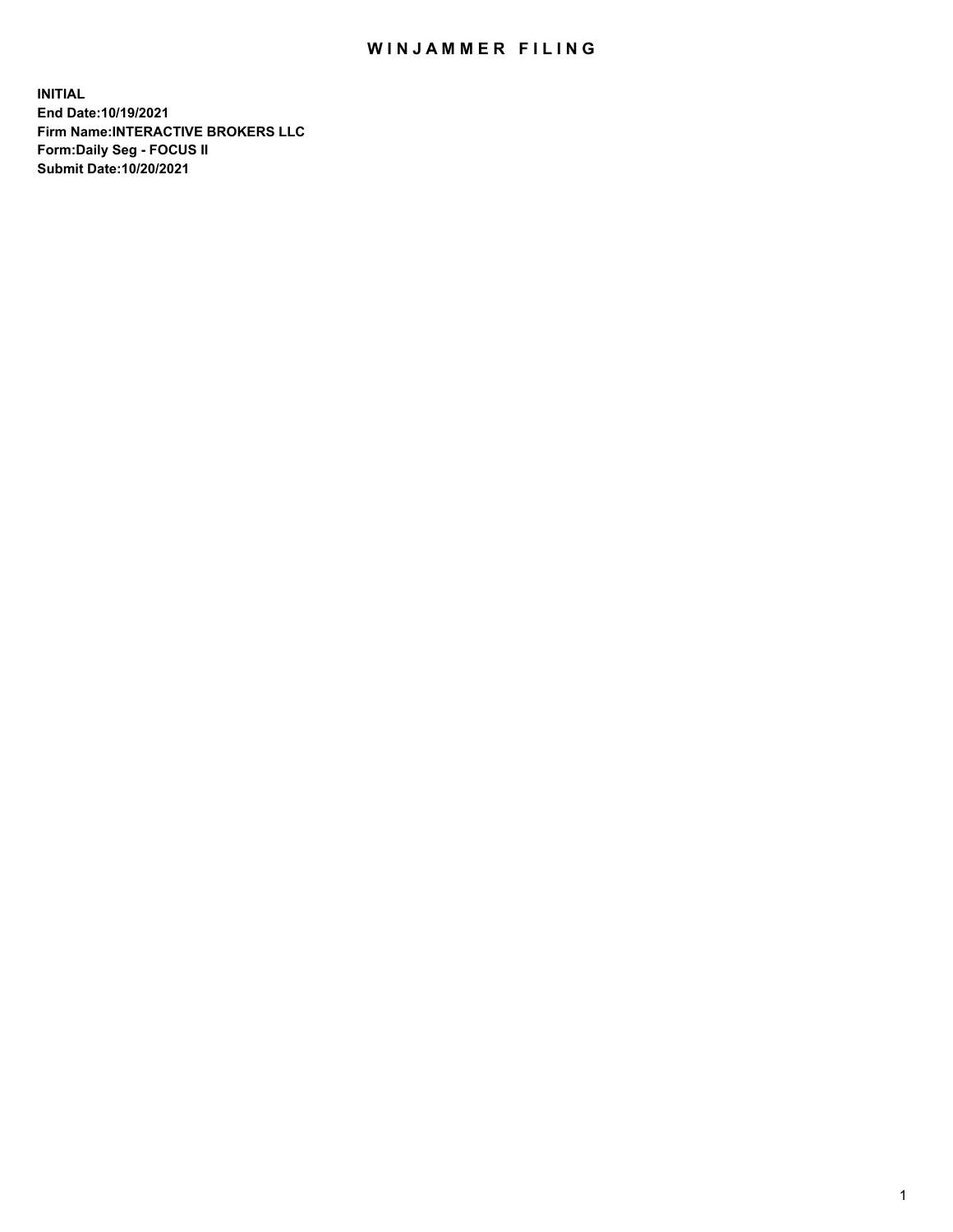# WINJAMMER FILING

**INITIAL**
**End Date:10/19/2021**
**Firm Name:INTERACTIVE BROKERS LLC**
**Form:Daily Seg - FOCUS II**
**Submit Date:10/20/2021**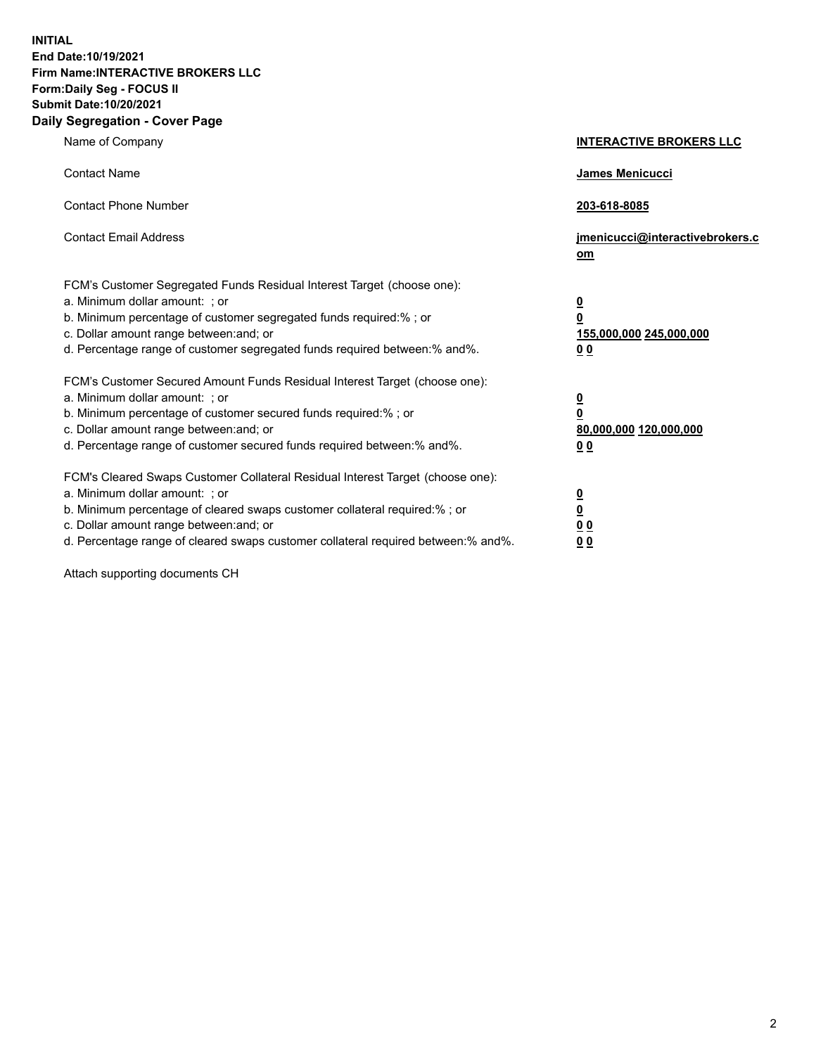**INITIAL**
**End Date:10/19/2021**
**Firm Name:INTERACTIVE BROKERS LLC**
**Form:Daily Seg - FOCUS II**
**Submit Date:10/20/2021**

## Daily Segregation - Cover Page

| | |
|---|---|
| Name of Company | **INTERACTIVE BROKERS LLC** |
| Contact Name | **James Menicucci** |
| Contact Phone Number | **203-618-8085** |
| Contact Email Address | **jmenicucci@interactivebrokers.com** |

FCM's Customer Segregated Funds Residual Interest Target (choose one):

| | |
|---|---|
| a. Minimum dollar amount: ; or | **0** |
| b. Minimum percentage of customer segregated funds required:% ; or | **0** |
| c. Dollar amount range between:and; or | **155,000,000** **245,000,000** |
| d. Percentage range of customer segregated funds required between:% and%. | **0** **0** |

FCM's Customer Secured Amount Funds Residual Interest Target (choose one):

| | |
|---|---|
| a. Minimum dollar amount: ; or | **0** |
| b. Minimum percentage of customer secured funds required:% ; or | **0** |
| c. Dollar amount range between:and; or | **80,000,000** **120,000,000** |
| d. Percentage range of customer secured funds required between:% and%. | **0** **0** |

FCM's Cleared Swaps Customer Collateral Residual Interest Target (choose one):

| | |
|---|---|
| a. Minimum dollar amount: ; or | **0** |
| b. Minimum percentage of cleared swaps customer collateral required:% ; or | **0** |
| c. Dollar amount range between:and; or | **0** **0** |
| d. Percentage range of cleared swaps customer collateral required between:% and%. | **0** **0** |

Attach supporting documents CH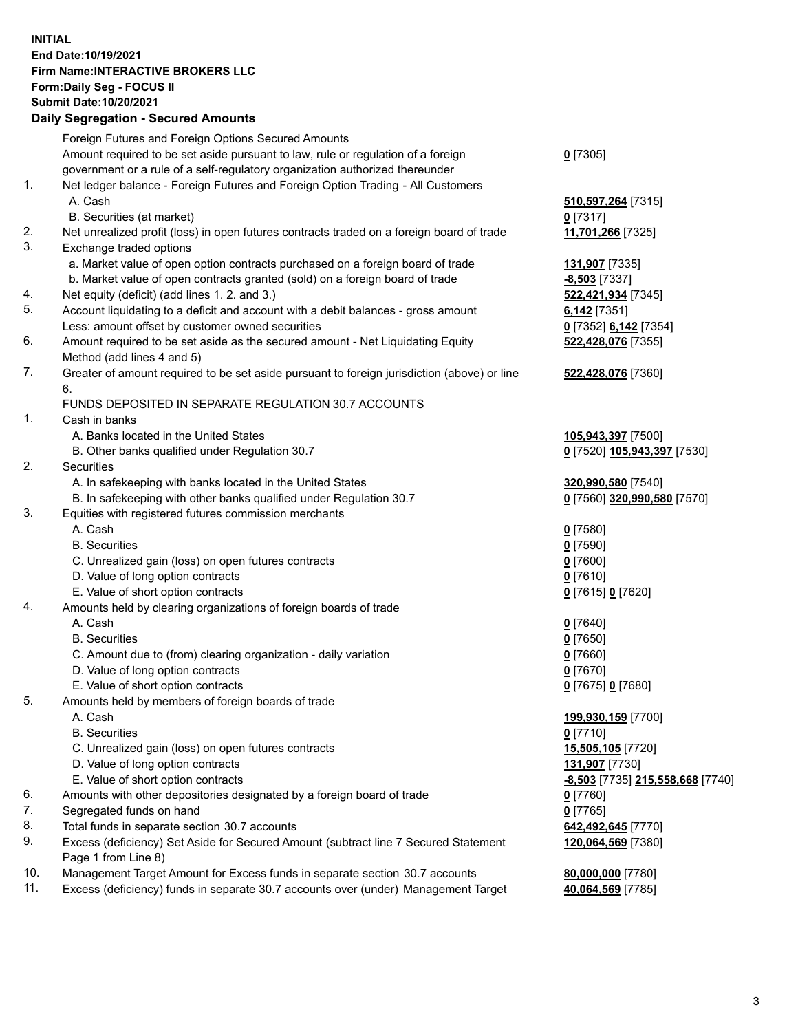**INITIAL**
**End Date:10/19/2021**
**Firm Name:INTERACTIVE BROKERS LLC**
**Form:Daily Seg - FOCUS II**
**Submit Date:10/20/2021**

## Daily Segregation - Secured Amounts

| | | |
|---|---|---|
| | Foreign Futures and Foreign Options Secured Amounts | |
| | Amount required to be set aside pursuant to law, rule or regulation of a foreign government or a rule of a self-regulatory organization authorized thereunder | **0** [7305] |
| 1. | Net ledger balance - Foreign Futures and Foreign Option Trading - All Customers | |
| | A. Cash | **510,597,264** [7315] |
| | B. Securities (at market) | **0** [7317] |
| 2. | Net unrealized profit (loss) in open futures contracts traded on a foreign board of trade | **11,701,266** [7325] |
| 3. | Exchange traded options | |
| | a. Market value of open option contracts purchased on a foreign board of trade | **131,907** [7335] |
| | b. Market value of open contracts granted (sold) on a foreign board of trade | **-8,503** [7337] |
| 4. | Net equity (deficit) (add lines 1. 2. and 3.) | **522,421,934** [7345] |
| 5. | Account liquidating to a deficit and account with a debit balances - gross amount | **6,142** [7351] |
| | Less: amount offset by customer owned securities | **0** [7352] **6,142** [7354] |
| 6. | Amount required to be set aside as the secured amount - Net Liquidating Equity Method (add lines 4 and 5) | **522,428,076** [7355] |
| 7. | Greater of amount required to be set aside pursuant to foreign jurisdiction (above) or line 6. | **522,428,076** [7360] |
| | FUNDS DEPOSITED IN SEPARATE REGULATION 30.7 ACCOUNTS | |
| 1. | Cash in banks | |
| | A. Banks located in the United States | **105,943,397** [7500] |
| | B. Other banks qualified under Regulation 30.7 | **0** [7520] **105,943,397** [7530] |
| 2. | Securities | |
| | A. In safekeeping with banks located in the United States | **320,990,580** [7540] |
| | B. In safekeeping with other banks qualified under Regulation 30.7 | **0** [7560] **320,990,580** [7570] |
| 3. | Equities with registered futures commission merchants | |
| | A. Cash | **0** [7580] |
| | B. Securities | **0** [7590] |
| | C. Unrealized gain (loss) on open futures contracts | **0** [7600] |
| | D. Value of long option contracts | **0** [7610] |
| | E. Value of short option contracts | **0** [7615] **0** [7620] |
| 4. | Amounts held by clearing organizations of foreign boards of trade | |
| | A. Cash | **0** [7640] |
| | B. Securities | **0** [7650] |
| | C. Amount due to (from) clearing organization - daily variation | **0** [7660] |
| | D. Value of long option contracts | **0** [7670] |
| | E. Value of short option contracts | **0** [7675] **0** [7680] |
| 5. | Amounts held by members of foreign boards of trade | |
| | A. Cash | **199,930,159** [7700] |
| | B. Securities | **0** [7710] |
| | C. Unrealized gain (loss) on open futures contracts | **15,505,105** [7720] |
| | D. Value of long option contracts | **131,907** [7730] |
| | E. Value of short option contracts | **-8,503** [7735] **215,558,668** [7740] |
| 6. | Amounts with other depositories designated by a foreign board of trade | **0** [7760] |
| 7. | Segregated funds on hand | **0** [7765] |
| 8. | Total funds in separate section 30.7 accounts | **642,492,645** [7770] |
| 9. | Excess (deficiency) Set Aside for Secured Amount (subtract line 7 Secured Statement Page 1 from Line 8) | **120,064,569** [7380] |
| 10. | Management Target Amount for Excess funds in separate section 30.7 accounts | **80,000,000** [7780] |
| 11. | Excess (deficiency) funds in separate 30.7 accounts over (under) Management Target | **40,064,569** [7785] |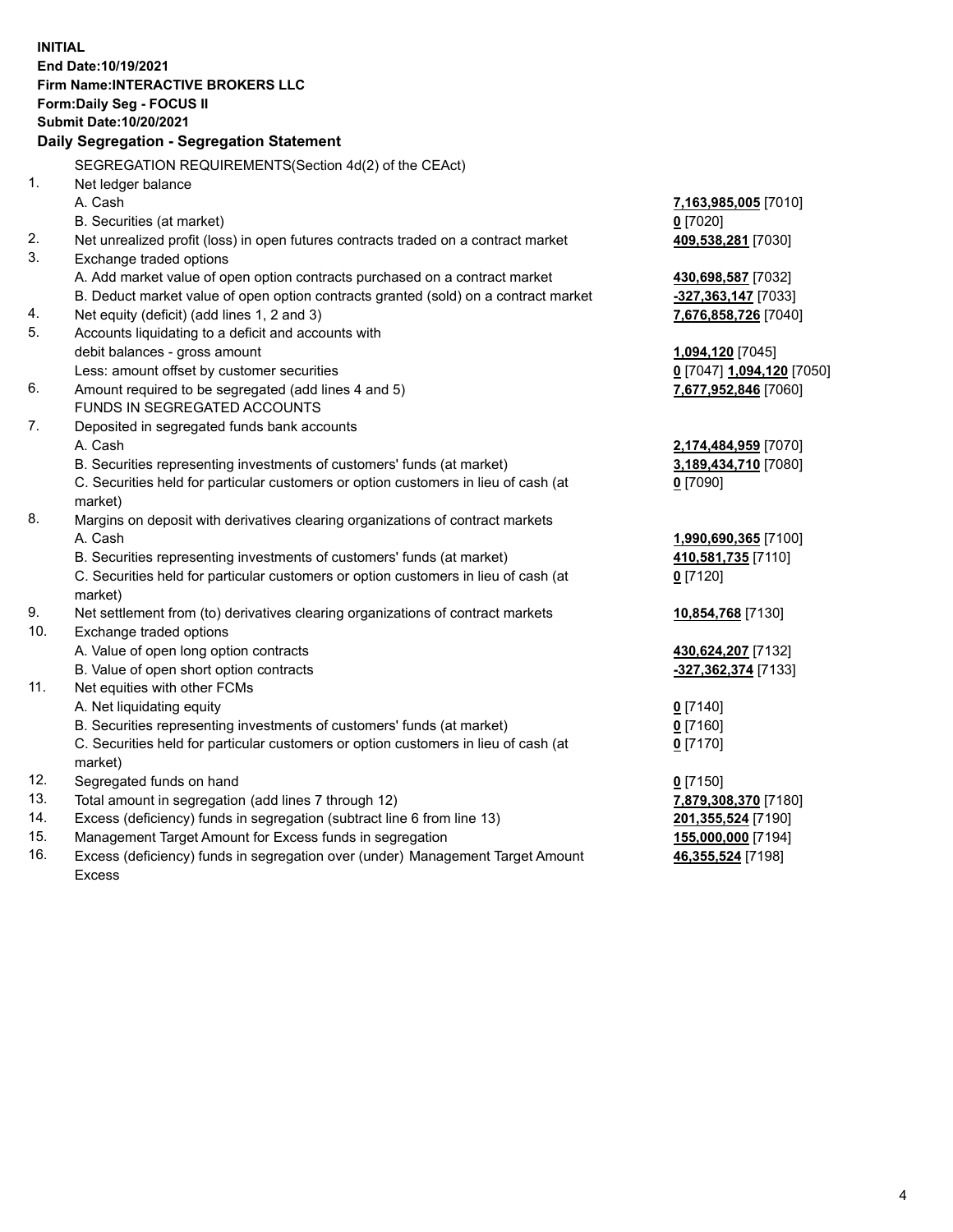**INITIAL**
**End Date:10/19/2021**
**Firm Name:INTERACTIVE BROKERS LLC**
**Form:Daily Seg - FOCUS II**
**Submit Date:10/20/2021**

**Daily Segregation - Segregation Statement**

SEGREGATION REQUIREMENTS(Section 4d(2) of the CEAct)

| | | |
|---|---|---|
| 1. | Net ledger balance | |
| | A. Cash | **7,163,985,005** [7010] |
| | B. Securities (at market) | **0** [7020] |
| 2. | Net unrealized profit (loss) in open futures contracts traded on a contract market | **409,538,281** [7030] |
| 3. | Exchange traded options | |
| | A. Add market value of open option contracts purchased on a contract market | **430,698,587** [7032] |
| | B. Deduct market value of open option contracts granted (sold) on a contract market | **-327,363,147** [7033] |
| 4. | Net equity (deficit) (add lines 1, 2 and 3) | **7,676,858,726** [7040] |
| 5. | Accounts liquidating to a deficit and accounts with | |
| | debit balances - gross amount | **1,094,120** [7045] |
| | Less: amount offset by customer securities | **0** [7047] **1,094,120** [7050] |
| 6. | Amount required to be segregated (add lines 4 and 5) | **7,677,952,846** [7060] |
| | FUNDS IN SEGREGATED ACCOUNTS | |
| 7. | Deposited in segregated funds bank accounts | |
| | A. Cash | **2,174,484,959** [7070] |
| | B. Securities representing investments of customers' funds (at market) | **3,189,434,710** [7080] |
| | C. Securities held for particular customers or option customers in lieu of cash (at market) | **0** [7090] |
| 8. | Margins on deposit with derivatives clearing organizations of contract markets | |
| | A. Cash | **1,990,690,365** [7100] |
| | B. Securities representing investments of customers' funds (at market) | **410,581,735** [7110] |
| | C. Securities held for particular customers or option customers in lieu of cash (at market) | **0** [7120] |
| 9. | Net settlement from (to) derivatives clearing organizations of contract markets | **10,854,768** [7130] |
| 10. | Exchange traded options | |
| | A. Value of open long option contracts | **430,624,207** [7132] |
| | B. Value of open short option contracts | **-327,362,374** [7133] |
| 11. | Net equities with other FCMs | |
| | A. Net liquidating equity | **0** [7140] |
| | B. Securities representing investments of customers' funds (at market) | **0** [7160] |
| | C. Securities held for particular customers or option customers in lieu of cash (at market) | **0** [7170] |
| 12. | Segregated funds on hand | **0** [7150] |
| 13. | Total amount in segregation (add lines 7 through 12) | **7,879,308,370** [7180] |
| 14. | Excess (deficiency) funds in segregation (subtract line 6 from line 13) | **201,355,524** [7190] |
| 15. | Management Target Amount for Excess funds in segregation | **155,000,000** [7194] |
| 16. | Excess (deficiency) funds in segregation over (under) Management Target Amount Excess | **46,355,524** [7198] |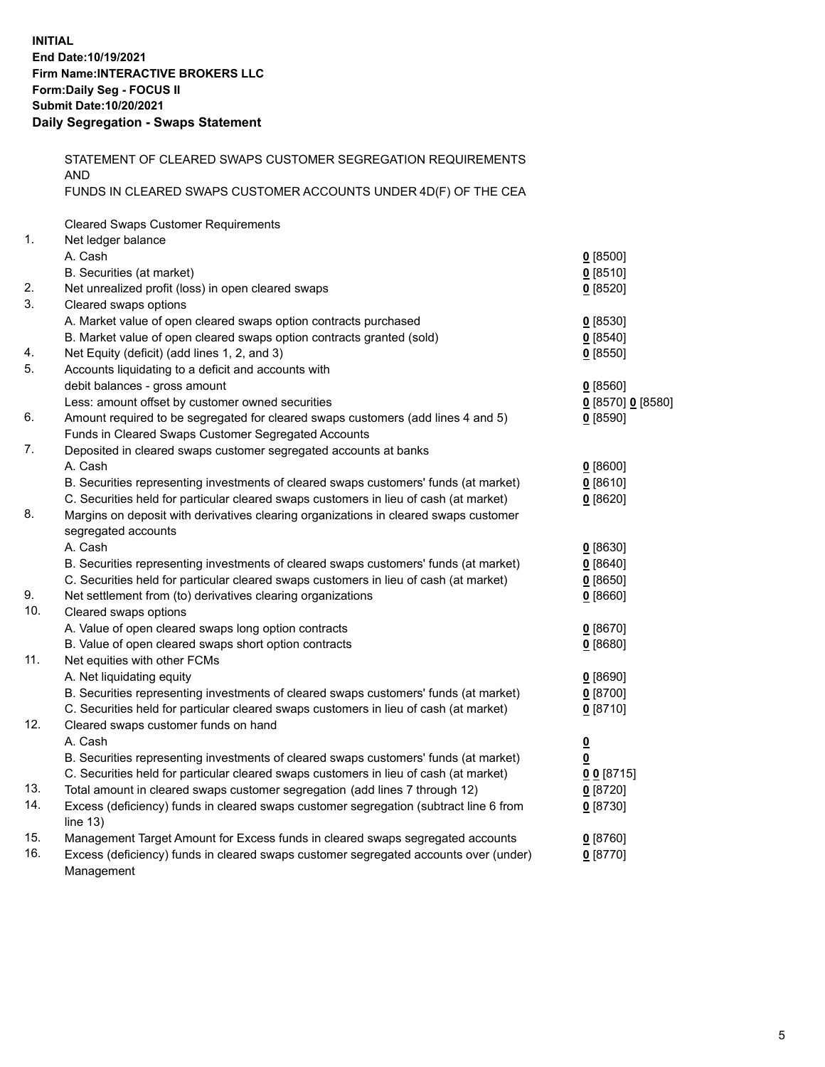**INITIAL**
**End Date:10/19/2021**
**Firm Name:INTERACTIVE BROKERS LLC**
**Form:Daily Seg - FOCUS II**
**Submit Date:10/20/2021**
**Daily Segregation - Swaps Statement**

STATEMENT OF CLEARED SWAPS CUSTOMER SEGREGATION REQUIREMENTS AND FUNDS IN CLEARED SWAPS CUSTOMER ACCOUNTS UNDER 4D(F) OF THE CEA

| | | |
|---|---|---|
| | Cleared Swaps Customer Requirements | |
| 1. | Net ledger balance | |
| | A. Cash | 0 [8500] |
| | B. Securities (at market) | 0 [8510] |
| 2. | Net unrealized profit (loss) in open cleared swaps | 0 [8520] |
| 3. | Cleared swaps options | |
| | A. Market value of open cleared swaps option contracts purchased | 0 [8530] |
| | B. Market value of open cleared swaps option contracts granted (sold) | 0 [8540] |
| 4. | Net Equity (deficit) (add lines 1, 2, and 3) | 0 [8550] |
| 5. | Accounts liquidating to a deficit and accounts with | |
| | debit balances - gross amount | 0 [8560] |
| | Less: amount offset by customer owned securities | 0 [8570] 0 [8580] |
| 6. | Amount required to be segregated for cleared swaps customers (add lines 4 and 5) | 0 [8590] |
| | Funds in Cleared Swaps Customer Segregated Accounts | |
| 7. | Deposited in cleared swaps customer segregated accounts at banks | |
| | A. Cash | 0 [8600] |
| | B. Securities representing investments of cleared swaps customers' funds (at market) | 0 [8610] |
| | C. Securities held for particular cleared swaps customers in lieu of cash (at market) | 0 [8620] |
| 8. | Margins on deposit with derivatives clearing organizations in cleared swaps customer segregated accounts | |
| | A. Cash | 0 [8630] |
| | B. Securities representing investments of cleared swaps customers' funds (at market) | 0 [8640] |
| | C. Securities held for particular cleared swaps customers in lieu of cash (at market) | 0 [8650] |
| 9. | Net settlement from (to) derivatives clearing organizations | 0 [8660] |
| 10. | Cleared swaps options | |
| | A. Value of open cleared swaps long option contracts | 0 [8670] |
| | B. Value of open cleared swaps short option contracts | 0 [8680] |
| 11. | Net equities with other FCMs | |
| | A. Net liquidating equity | 0 [8690] |
| | B. Securities representing investments of cleared swaps customers' funds (at market) | 0 [8700] |
| | C. Securities held for particular cleared swaps customers in lieu of cash (at market) | 0 [8710] |
| 12. | Cleared swaps customer funds on hand | |
| | A. Cash | 0 |
| | B. Securities representing investments of cleared swaps customers' funds (at market) | 0 |
| | C. Securities held for particular cleared swaps customers in lieu of cash (at market) | 0 0 [8715] |
| 13. | Total amount in cleared swaps customer segregation (add lines 7 through 12) | 0 [8720] |
| 14. | Excess (deficiency) funds in cleared swaps customer segregation (subtract line 6 from line 13) | 0 [8730] |
| 15. | Management Target Amount for Excess funds in cleared swaps segregated accounts | 0 [8760] |
| 16. | Excess (deficiency) funds in cleared swaps customer segregated accounts over (under) Management | 0 [8770] |